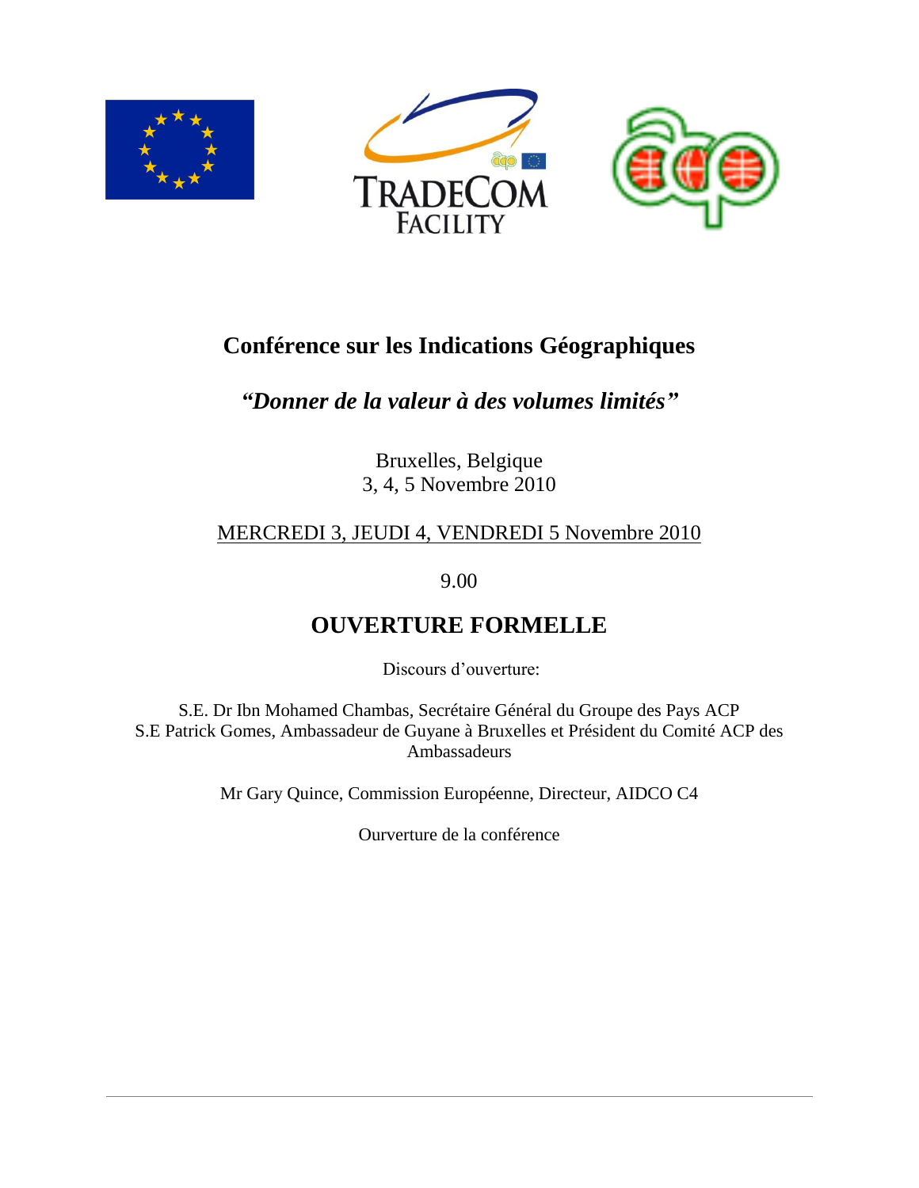# Conférence sur les Indications Géographiques

## *"Donner de la valeur à des volumes limités"*

Bruxelles, Belgique
3, 4, 5 Novembre 2010

MERCREDI 3, JEUDI 4, VENDREDI 5 Novembre 2010

9.00

## OUVERTURE FORMELLE

Discours d'ouverture:

S.E. Dr Ibn Mohamed Chambas, Secrétaire Général du Groupe des Pays ACP
S.E Patrick Gomes, Ambassadeur de Guyane à Bruxelles et Président du Comité ACP des Ambassadeurs

Mr Gary Quince, Commission Européenne, Directeur, AIDCO C4

Ourverture de la conférence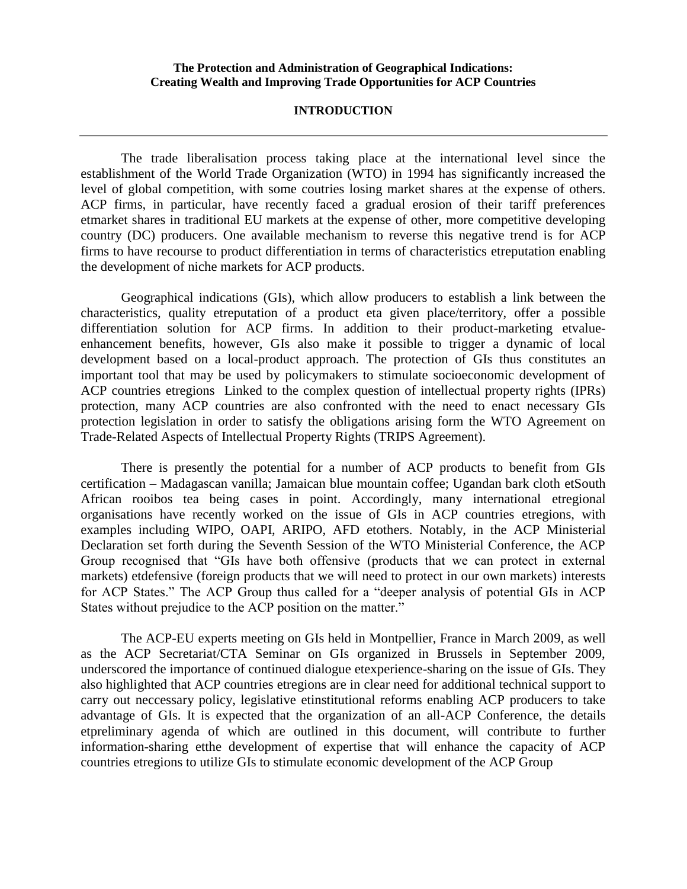**The Protection and Administration of Geographical Indications: Creating Wealth and Improving Trade Opportunities for ACP Countries**

**INTRODUCTION**

---

The trade liberalisation process taking place at the international level since the establishment of the World Trade Organization (WTO) in 1994 has significantly increased the level of global competition, with some coutries losing market shares at the expense of others. ACP firms, in particular, have recently faced a gradual erosion of their tariff preferences etmarket shares in traditional EU markets at the expense of other, more competitive developing country (DC) producers. One available mechanism to reverse this negative trend is for ACP firms to have recourse to product differentiation in terms of characteristics etreputation enabling the development of niche markets for ACP products.

Geographical indications (GIs), which allow producers to establish a link between the characteristics, quality etreputation of a product eta given place/territory, offer a possible differentiation solution for ACP firms. In addition to their product-marketing etvalue-enhancement benefits, however, GIs also make it possible to trigger a dynamic of local development based on a local-product approach. The protection of GIs thus constitutes an important tool that may be used by policymakers to stimulate socioeconomic development of ACP countries etregions Linked to the complex question of intellectual property rights (IPRs) protection, many ACP countries are also confronted with the need to enact necessary GIs protection legislation in order to satisfy the obligations arising form the WTO Agreement on Trade-Related Aspects of Intellectual Property Rights (TRIPS Agreement).

There is presently the potential for a number of ACP products to benefit from GIs certification – Madagascan vanilla; Jamaican blue mountain coffee; Ugandan bark cloth etSouth African rooibos tea being cases in point. Accordingly, many international etregional organisations have recently worked on the issue of GIs in ACP countries etregions, with examples including WIPO, OAPI, ARIPO, AFD etothers. Notably, in the ACP Ministerial Declaration set forth during the Seventh Session of the WTO Ministerial Conference, the ACP Group recognised that "GIs have both offensive (products that we can protect in external markets) etdefensive (foreign products that we will need to protect in our own markets) interests for ACP States." The ACP Group thus called for a "deeper analysis of potential GIs in ACP States without prejudice to the ACP position on the matter."

The ACP-EU experts meeting on GIs held in Montpellier, France in March 2009, as well as the ACP Secretariat/CTA Seminar on GIs organized in Brussels in September 2009, underscored the importance of continued dialogue etexperience-sharing on the issue of GIs. They also highlighted that ACP countries etregions are in clear need for additional technical support to carry out neccessary policy, legislative etinstitutional reforms enabling ACP producers to take advantage of GIs. It is expected that the organization of an all-ACP Conference, the details etpreliminary agenda of which are outlined in this document, will contribute to further information-sharing etthe development of expertise that will enhance the capacity of ACP countries etregions to utilize GIs to stimulate economic development of the ACP Group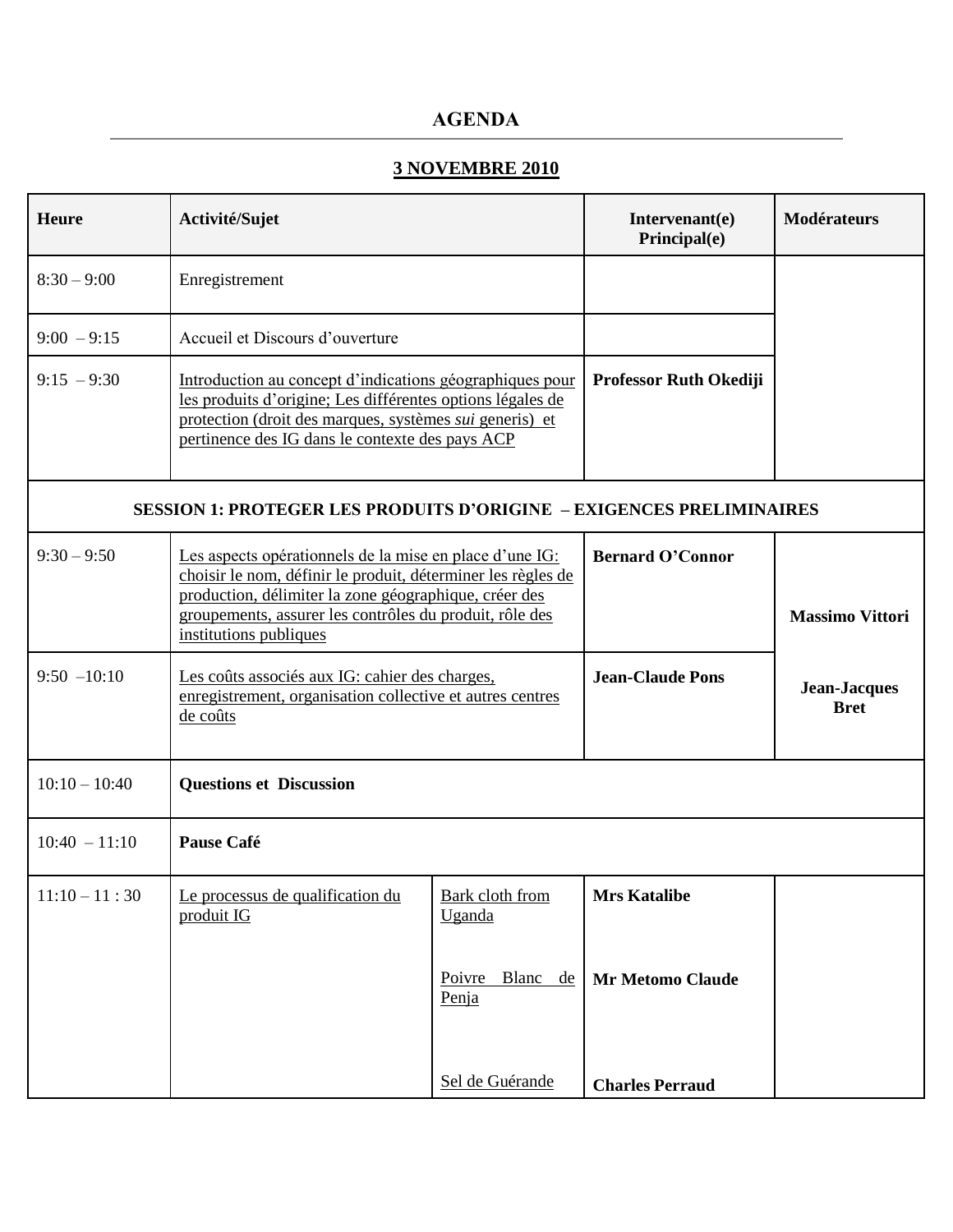# AGENDA

## 3 NOVEMBRE 2010

| Heure | Activité/Sujet | | Intervenant(e) Principal(e) | Modérateurs |
|---|---|---|---|---|
| 8:30 – 9:00 | Enregistrement | | | |
| 9:00 – 9:15 | Accueil et Discours d'ouverture | | | |
| 9:15 – 9:30 | Introduction au concept d'indications géographiques pour les produits d'origine; Les différentes options légales de protection (droit des marques, systèmes *sui* generis) et pertinence des IG dans le contexte des pays ACP | | **Professor Ruth Okediji** | |
| **SESSION 1: PROTEGER LES PRODUITS D'ORIGINE – EXIGENCES PRELIMINAIRES** | | | | |
| 9:30 – 9:50 | Les aspects opérationnels de la mise en place d'une IG: choisir le nom, définir le produit, déterminer les règles de production, délimiter la zone géographique, créer des groupements, assurer les contrôles du produit, rôle des institutions publiques | | **Bernard O'Connor** | **Massimo Vittori**<br><br>**Jean-Jacques Bret** |
| 9:50 –10:10 | Les coûts associés aux IG: cahier des charges, enregistrement, organisation collective et autres centres de coûts | | **Jean-Claude Pons** | |
| 10:10 – 10:40 | **Questions et Discussion** | | | |
| 10:40 – 11:10 | **Pause Café** | | | |
| 11:10 – 11 : 30 | Le processus de qualification du produit IG | Bark cloth from Uganda<br><br>Poivre Blanc de Penja<br><br>Sel de Guérande | **Mrs Katalibe**<br><br>**Mr Metomo Claude**<br><br>**Charles Perraud** | |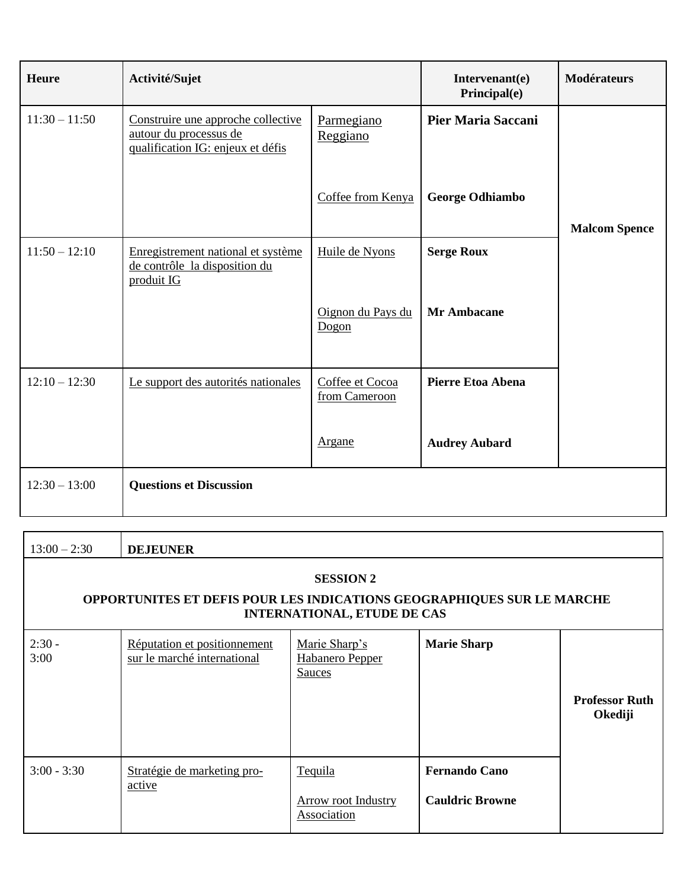| Heure | Activité/Sujet | | Intervenant(e) Principal(e) | Modérateurs |
|---|---|---|---|---|
| 11:30 – 11:50 | Construire une approche collective autour du processus de qualification IG: enjeux et défis | Parmegiano Reggiano | **Pier Maria Saccani** | **Malcom Spence** |
| | | Coffee from Kenya | **George Odhiambo** | |
| 11:50 – 12:10 | Enregistrement national et système de contrôle  la disposition du produit IG | Huile de Nyons | **Serge Roux** | |
| | | Oignon du Pays du Dogon | **Mr Ambacane** | |
| 12:10 – 12:30 | Le support des autorités nationales | Coffee et Cocoa from Cameroon | **Pierre Etoa Abena** | |
| | | Argane | **Audrey Aubard** | |
| 12:30 – 13:00 | **Questions et Discussion** | | | |

| 13:00 – 2:30 | **DEJEUNER** | | | |
|---|---|---|---|---|
| **SESSION 2** **OPPORTUNITES ET DEFIS POUR LES INDICATIONS GEOGRAPHIQUES SUR LE MARCHE INTERNATIONAL, ETUDE DE CAS** | | | | |
| 2:30 - 3:00 | Réputation et positionnement sur le marché international | Marie Sharp's Habanero Pepper Sauces | **Marie Sharp** | **Professor Ruth Okediji** |
| 3:00 - 3:30 | Stratégie de marketing pro-active | Tequila | **Fernando Cano** | |
| | | Arrow root Industry Association | **Cauldric Browne** | |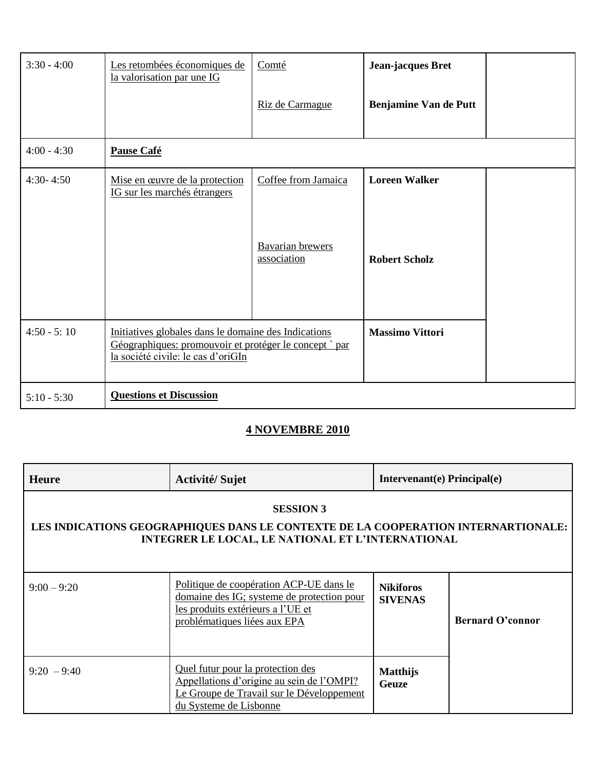| | | | | |
|---|---|---|---|---|
| 3:30 - 4:00 | Les retombées économiques de la valorisation par une IG | Comté<br><br>Riz de Carmague | **Jean-jacques Bret**<br><br>**Benjamine Van de Putt** | |
| 4:00 - 4:30 | **Pause Café** | | | |
| 4:30- 4:50 | Mise en œuvre de la protection IG sur les marchés étrangers | Coffee from Jamaica<br><br>Bavarian brewers association | **Loreen Walker**<br><br>**Robert Scholz** | |
| 4:50 - 5: 10 | Initiatives globales dans le domaine des Indications Géographiques: promouvoir et protéger le concept ` par la société civile: le cas d'oriGIn | | **Massimo Vittori** | |
| 5:10 - 5:30 | **Questions et Discussion** | | | |

## 4 NOVEMBRE 2010

| Heure | Activité/ Sujet | Intervenant(e) Principal(e) | |
|---|---|---|---|
| **SESSION 3**<br>**LES INDICATIONS GEOGRAPHIQUES DANS LE CONTEXTE DE LA COOPERATION INTERNARTIONALE: INTEGRER LE LOCAL, LE NATIONAL ET L'INTERNATIONAL** | | | |
| 9:00 – 9:20 | Politique de coopération ACP-UE dans le domaine des IG; systeme de protection pour les produits extérieurs a l'UE et problématiques liées aux EPA | **Nikiforos SIVENAS** | **Bernard O'connor** |
| 9:20 – 9:40 | Quel futur pour la protection des Appellations d'origine au sein de l'OMPI? Le Groupe de Travail sur le Développement du Systeme de Lisbonne | **Matthijs Geuze** | |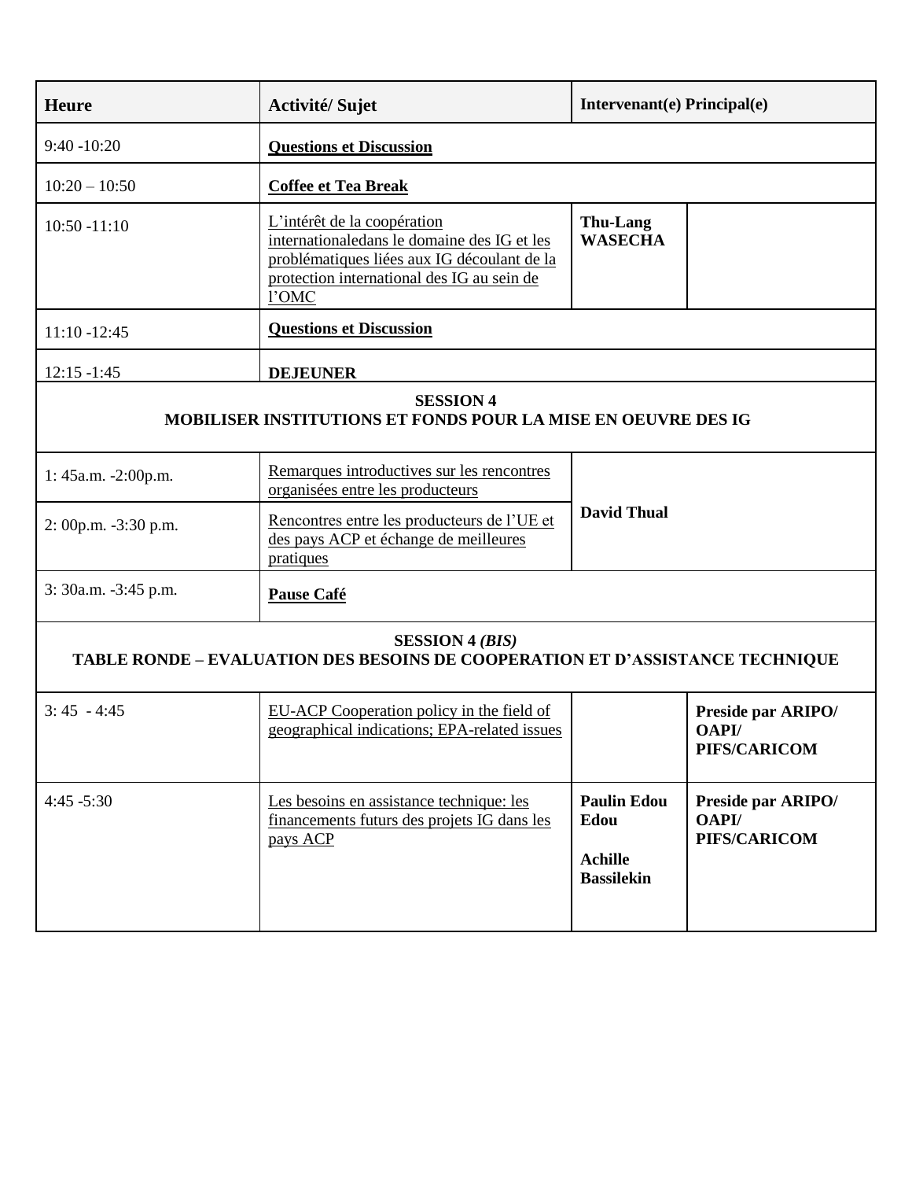| Heure | Activité/ Sujet | Intervenant(e) Principal(e) | |
|---|---|---|---|
| 9:40 -10:20 | **Questions et Discussion** | | |
| 10:20 – 10:50 | **Coffee et Tea Break** | | |
| 10:50 -11:10 | L'intérêt de la coopération internationaledans le domaine des IG et les problématiques liées aux IG découlant de la protection international des IG au sein de l'OMC | **Thu-Lang WASECHA** | |
| 11:10 -12:45 | **Questions et Discussion** | | |
| 12:15 -1:45 | **DEJEUNER** | | |
| **SESSION 4 MOBILISER INSTITUTIONS ET FONDS POUR LA MISE EN OEUVRE DES IG** | | | |
| 1: 45a.m. -2:00p.m. | Remarques introductives sur les rencontres organisées entre les producteurs | **David Thual** | |
| 2: 00p.m. -3:30 p.m. | Rencontres entre les producteurs de l'UE et des pays ACP et échange de meilleures pratiques | | |
| 3: 30a.m. -3:45 p.m. | **Pause Café** | | |
| **SESSION 4 *(BIS)* TABLE RONDE – EVALUATION DES BESOINS DE COOPERATION ET D'ASSISTANCE TECHNIQUE** | | | |
| 3: 45 - 4:45 | EU-ACP Cooperation policy in the field of geographical indications; EPA-related issues | | **Preside par ARIPO/ OAPI/ PIFS/CARICOM** |
| 4:45 -5:30 | Les besoins en assistance technique: les financements futurs des projets IG dans les pays ACP | **Paulin Edou Edou**<br><br>**Achille Bassilekin** | **Preside par ARIPO/ OAPI/ PIFS/CARICOM** |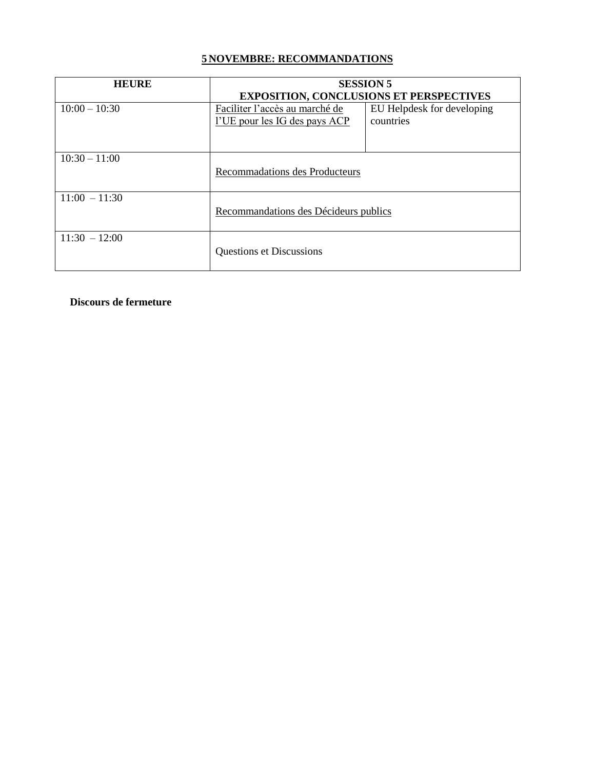## 5 NOVEMBRE: RECOMMANDATIONS

| HEURE | SESSION 5 EXPOSITION, CONCLUSIONS ET PERSPECTIVES | |
|---|---|---|
| 10:00 – 10:30 | Faciliter l'accès au marché de l'UE pour les IG des pays ACP | EU Helpdesk for developing countries |
| 10:30 – 11:00 | Recommadations des Producteurs | |
| 11:00 – 11:30 | Recommandations des Décideurs publics | |
| 11:30 – 12:00 | Questions et Discussions | |

**Discours de fermeture**